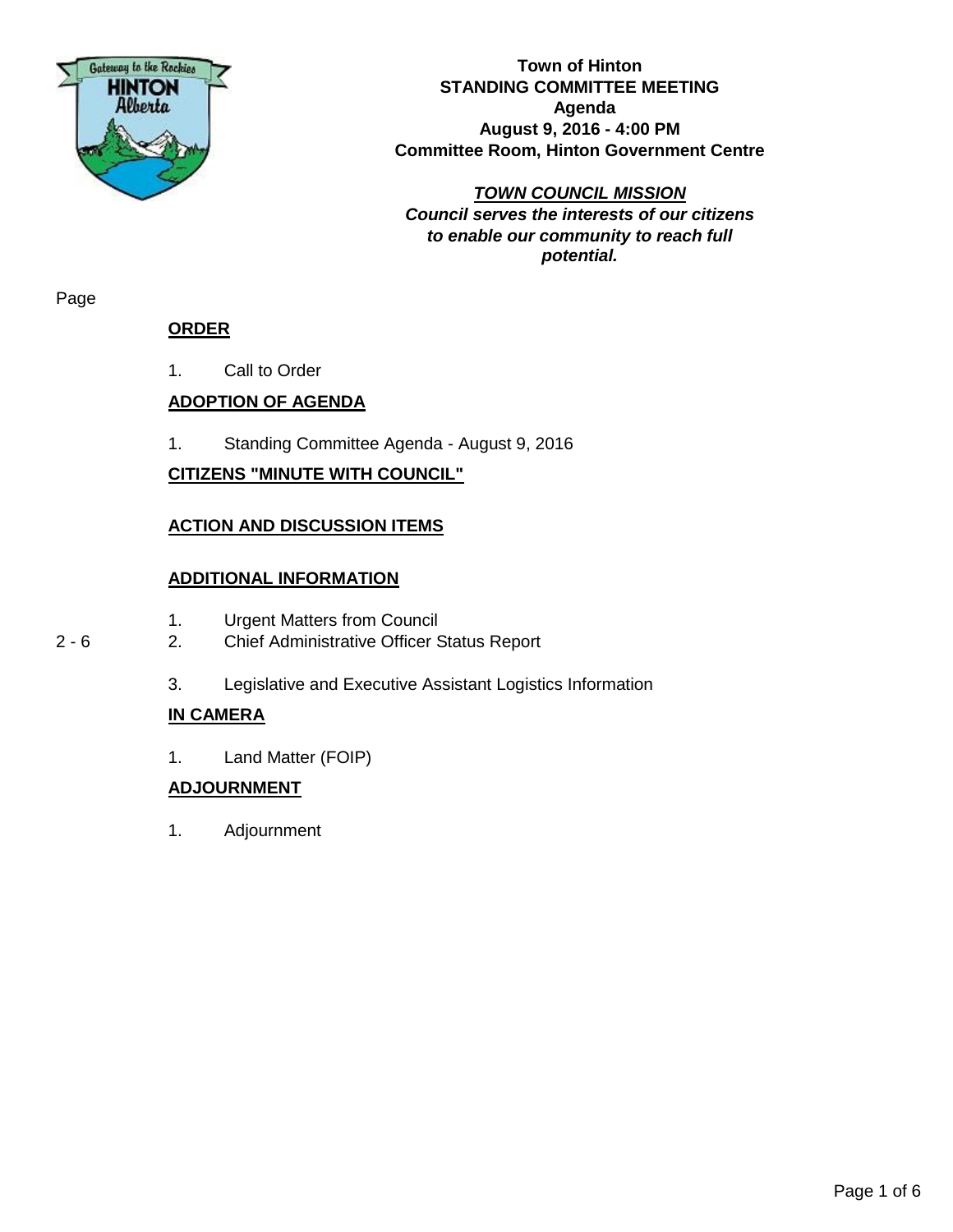**Town of Hinton**
**STANDING COMMITTEE MEETING**
**Agenda**
**August 9, 2016 - 4:00 PM**
**Committee Room, Hinton Government Centre**

***TOWN COUNCIL MISSION***
***Council serves the interests of our citizens to enable our community to reach full potential.***

Page

**ORDER**

1. Call to Order

**ADOPTION OF AGENDA**

1. Standing Committee Agenda - August 9, 2016

**CITIZENS "MINUTE WITH COUNCIL"**

**ACTION AND DISCUSSION ITEMS**

**ADDITIONAL INFORMATION**

1. Urgent Matters from Council

2 - 6 2. Chief Administrative Officer Status Report

3. Legislative and Executive Assistant Logistics Information

**IN CAMERA**

1. Land Matter (FOIP)

**ADJOURNMENT**

1. Adjournment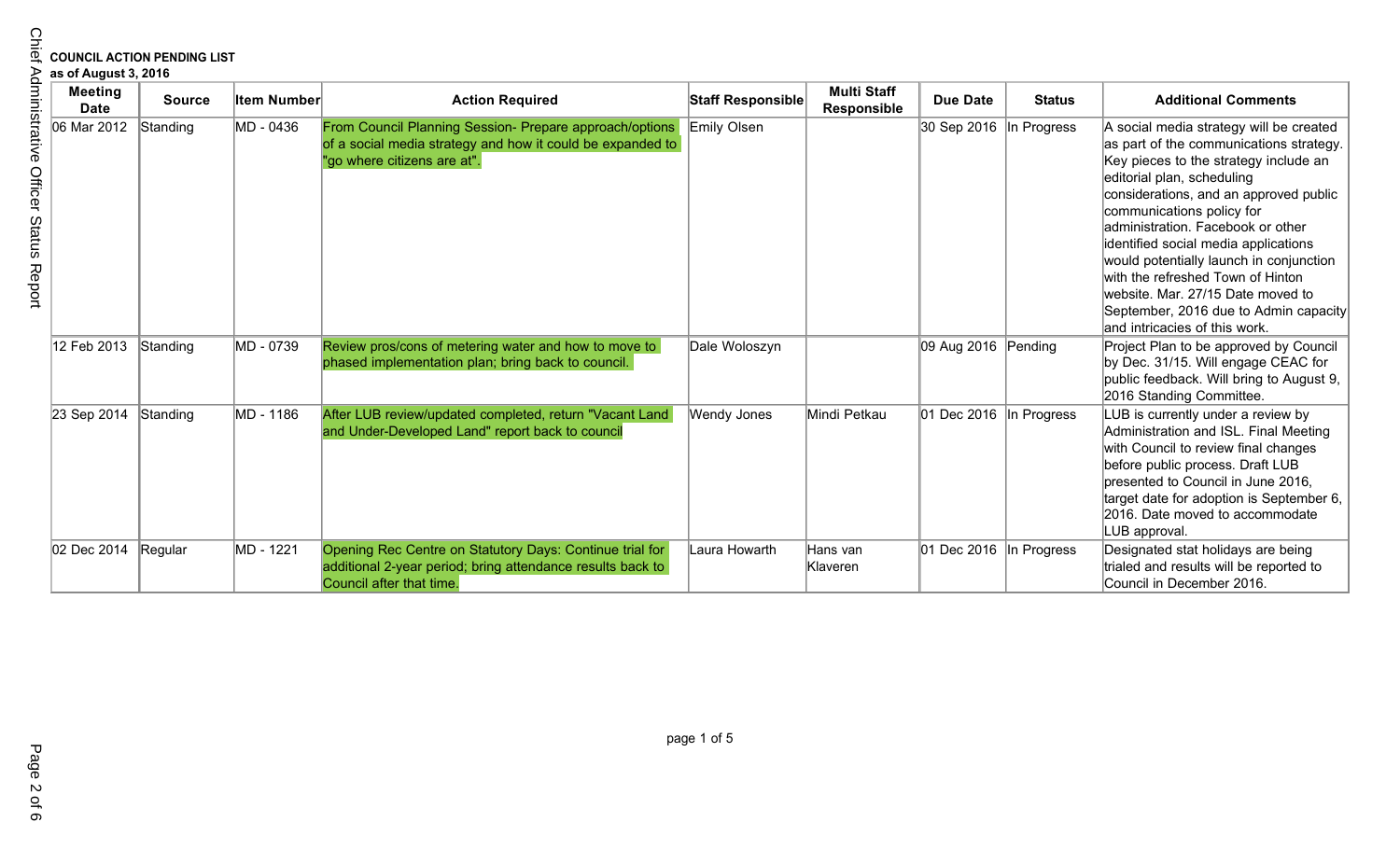**COUNCIL ACTION PENDING LIST**
**as of August 3, 2016**

| Meeting Date | Source | Item Number | Action Required | Staff Responsible | Multi Staff Responsible | Due Date | Status | Additional Comments |
|---|---|---|---|---|---|---|---|---|
| 06 Mar 2012 | Standing | MD - 0436 | From Council Planning Session- Prepare approach/options of a social media strategy and how it could be expanded to "go where citizens are at". | Emily Olsen | | 30 Sep 2016 | In Progress | A social media strategy will be created as part of the communications strategy. Key pieces to the strategy include an editorial plan, scheduling considerations, and an approved public communications policy for administration. Facebook or other identified social media applications would potentially launch in conjunction with the refreshed Town of Hinton website. Mar. 27/15 Date moved to September, 2016 due to Admin capacity and intricacies of this work. |
| 12 Feb 2013 | Standing | MD - 0739 | Review pros/cons of metering water and how to move to phased implementation plan; bring back to council. | Dale Woloszyn | | 09 Aug 2016 | Pending | Project Plan to be approved by Council by Dec. 31/15. Will engage CEAC for public feedback. Will bring to August 9, 2016 Standing Committee. |
| 23 Sep 2014 | Standing | MD - 1186 | After LUB review/updated completed, return "Vacant Land and Under-Developed Land" report back to council | Wendy Jones | Mindi Petkau | 01 Dec 2016 | In Progress | LUB is currently under a review by Administration and ISL. Final Meeting with Council to review final changes before public process. Draft LUB presented to Council in June 2016, target date for adoption is September 6, 2016. Date moved to accommodate LUB approval. |
| 02 Dec 2014 | Regular | MD - 1221 | Opening Rec Centre on Statutory Days: Continue trial for additional 2-year period; bring attendance results back to Council after that time. | Laura Howarth | Hans van Klaveren | 01 Dec 2016 | In Progress | Designated stat holidays are being trialed and results will be reported to Council in December 2016. |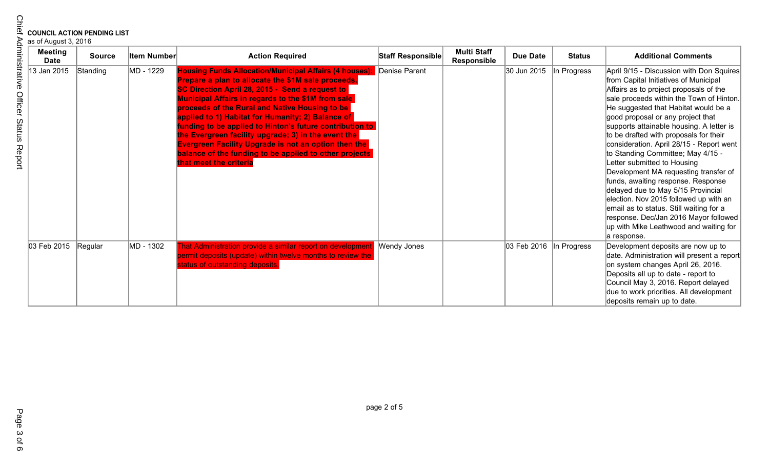**COUNCIL ACTION PENDING LIST**
as of August 3, 2016

| Meeting Date | Source | Item Number | Action Required | Staff Responsible | Multi Staff Responsible | Due Date | Status | Additional Comments |
|---|---|---|---|---|---|---|---|---|
| 13 Jan 2015 | Standing | MD - 1229 | **Housing Funds Allocation/Municipal Affairs (4 houses): Prepare a plan to allocate the $1M sale proceeds. SC Direction April 28, 2015 - Send a request to Municipal Affairs in regards to the $1M from sale proceeds of the Rural and Native Housing to be applied to 1) Habitat for Humanity; 2) Balance of funding to be applied to Hinton's future contribution to the Evergreen facility upgrade; 3) in the event the Evergreen Facility Upgrade is not an option then the balance of the funding to be applied to other projects that meet the criteria** | Denise Parent | | 30 Jun 2015 | In Progress | April 9/15 - Discussion with Don Squires from Capital Initiatives of Municipal Affairs as to project proposals of the sale proceeds within the Town of Hinton. He suggested that Habitat would be a good proposal or any project that supports attainable housing. A letter is to be drafted with proposals for their consideration. April 28/15 - Report went to Standing Committee; May 4/15 - Letter submitted to Housing Development MA requesting transfer of funds, awaiting response. Response delayed due to May 5/15 Provincial election. Nov 2015 followed up with an email as to status. Still waiting for a response. Dec/Jan 2016 Mayor followed up with Mike Leathwood and waiting for a response. |
| 03 Feb 2015 | Regular | MD - 1302 | That Administration provide a similar report on development permit deposits (update) within twelve months to review the status of outstanding deposits. | Wendy Jones | | 03 Feb 2016 | In Progress | Development deposits are now up to date. Administration will present a report on system changes April 26, 2016. Deposits all up to date - report to Council May 3, 2016. Report delayed due to work priorities. All development deposits remain up to date. |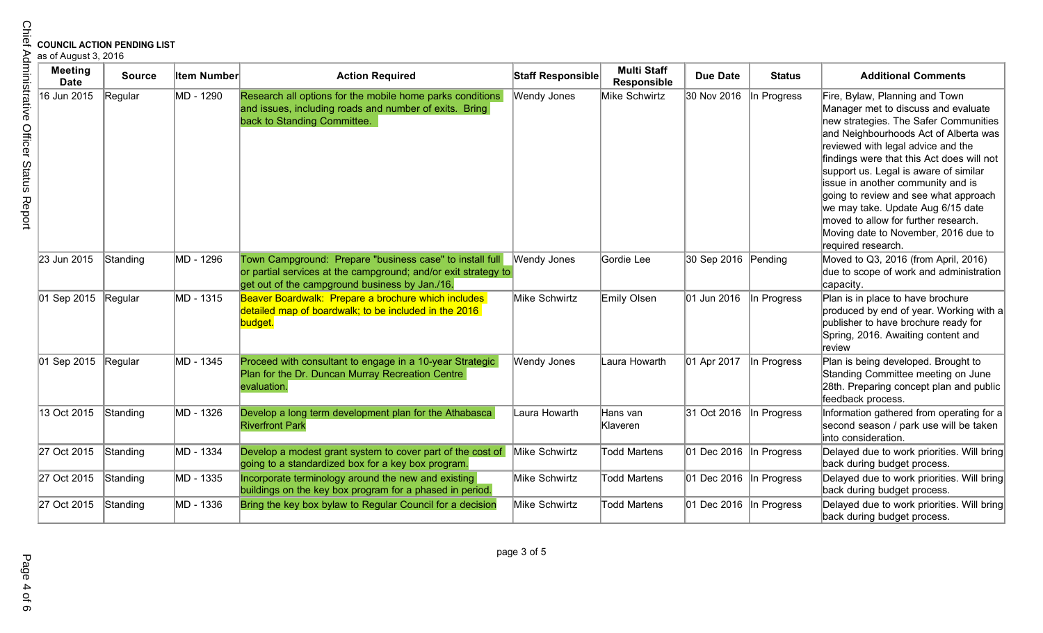**COUNCIL ACTION PENDING LIST**
as of August 3, 2016

| Meeting Date | Source | Item Number | Action Required | Staff Responsible | Multi Staff Responsible | Due Date | Status | Additional Comments |
|---|---|---|---|---|---|---|---|---|
| 16 Jun 2015 | Regular | MD - 1290 | Research all options for the mobile home parks conditions and issues, including roads and number of exits. Bring back to Standing Committee. | Wendy Jones | Mike Schwirtz | 30 Nov 2016 | In Progress | Fire, Bylaw, Planning and Town Manager met to discuss and evaluate new strategies. The Safer Communities and Neighbourhoods Act of Alberta was reviewed with legal advice and the findings were that this Act does will not support us. Legal is aware of similar issue in another community and is going to review and see what approach we may take. Update Aug 6/15 date moved to allow for further research. Moving date to November, 2016 due to required research. |
| 23 Jun 2015 | Standing | MD - 1296 | Town Campground: Prepare "business case" to install full or partial services at the campground; and/or exit strategy to get out of the campground business by Jan./16. | Wendy Jones | Gordie Lee | 30 Sep 2016 | Pending | Moved to Q3, 2016 (from April, 2016) due to scope of work and administration capacity. |
| 01 Sep 2015 | Regular | MD - 1315 | Beaver Boardwalk: Prepare a brochure which includes detailed map of boardwalk; to be included in the 2016 budget. | Mike Schwirtz | Emily Olsen | 01 Jun 2016 | In Progress | Plan is in place to have brochure produced by end of year. Working with a publisher to have brochure ready for Spring, 2016. Awaiting content and review |
| 01 Sep 2015 | Regular | MD - 1345 | Proceed with consultant to engage in a 10-year Strategic Plan for the Dr. Duncan Murray Recreation Centre evaluation. | Wendy Jones | Laura Howarth | 01 Apr 2017 | In Progress | Plan is being developed. Brought to Standing Committee meeting on June 28th. Preparing concept plan and public feedback process. |
| 13 Oct 2015 | Standing | MD - 1326 | Develop a long term development plan for the Athabasca Riverfront Park | Laura Howarth | Hans van Klaveren | 31 Oct 2016 | In Progress | Information gathered from operating for a second season / park use will be taken into consideration. |
| 27 Oct 2015 | Standing | MD - 1334 | Develop a modest grant system to cover part of the cost of going to a standardized box for a key box program. | Mike Schwirtz | Todd Martens | 01 Dec 2016 | In Progress | Delayed due to work priorities. Will bring back during budget process. |
| 27 Oct 2015 | Standing | MD - 1335 | Incorporate terminology around the new and existing buildings on the key box program for a phased in period. | Mike Schwirtz | Todd Martens | 01 Dec 2016 | In Progress | Delayed due to work priorities. Will bring back during budget process. |
| 27 Oct 2015 | Standing | MD - 1336 | Bring the key box bylaw to Regular Council for a decision | Mike Schwirtz | Todd Martens | 01 Dec 2016 | In Progress | Delayed due to work priorities. Will bring back during budget process. |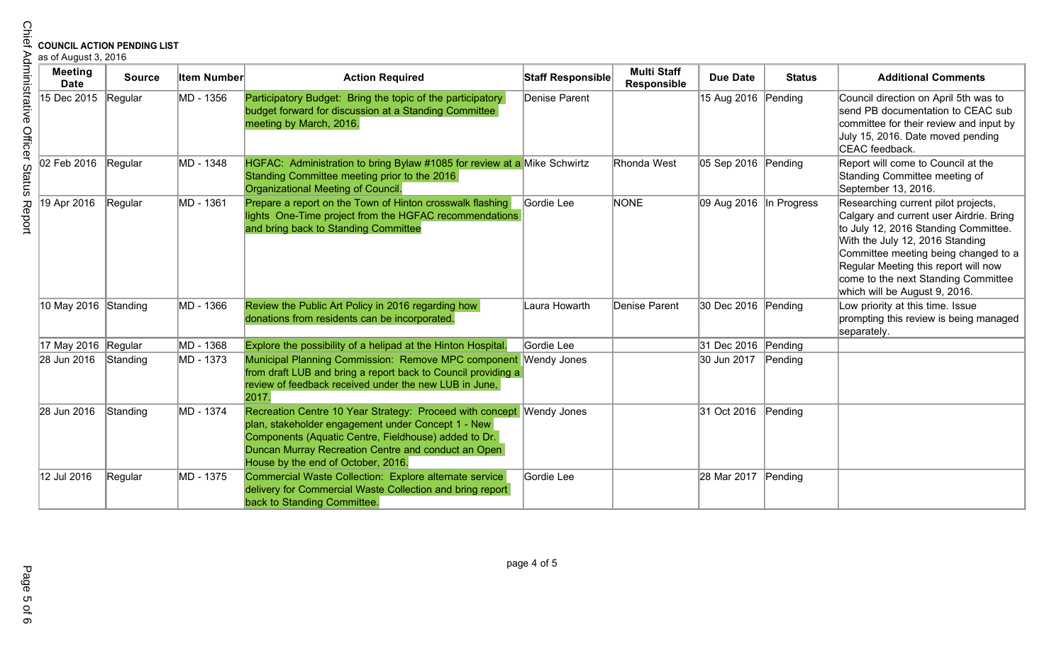**COUNCIL ACTION PENDING LIST**
as of August 3, 2016

| Meeting Date | Source | Item Number | Action Required | Staff Responsible | Multi Staff Responsible | Due Date | Status | Additional Comments |
|---|---|---|---|---|---|---|---|---|
| 15 Dec 2015 | Regular | MD - 1356 | Participatory Budget: Bring the topic of the participatory budget forward for discussion at a Standing Committee meeting by March, 2016. | Denise Parent | | 15 Aug 2016 | Pending | Council direction on April 5th was to send PB documentation to CEAC sub committee for their review and input by July 15, 2016. Date moved pending CEAC feedback. |
| 02 Feb 2016 | Regular | MD - 1348 | HGFAC: Administration to bring Bylaw #1085 for review at a Standing Committee meeting prior to the 2016 Organizational Meeting of Council. | Mike Schwirtz | Rhonda West | 05 Sep 2016 | Pending | Report will come to Council at the Standing Committee meeting of September 13, 2016. |
| 19 Apr 2016 | Regular | MD - 1361 | Prepare a report on the Town of Hinton crosswalk flashing lights One-Time project from the HGFAC recommendations and bring back to Standing Committee | Gordie Lee | NONE | 09 Aug 2016 | In Progress | Researching current pilot projects, Calgary and current user Airdrie. Bring to July 12, 2016 Standing Committee. With the July 12, 2016 Standing Committee meeting being changed to a Regular Meeting this report will now come to the next Standing Committee which will be August 9, 2016. |
| 10 May 2016 | Standing | MD - 1366 | Review the Public Art Policy in 2016 regarding how donations from residents can be incorporated. | Laura Howarth | Denise Parent | 30 Dec 2016 | Pending | Low priority at this time. Issue prompting this review is being managed separately. |
| 17 May 2016 | Regular | MD - 1368 | Explore the possibility of a helipad at the Hinton Hospital. | Gordie Lee | | 31 Dec 2016 | Pending | |
| 28 Jun 2016 | Standing | MD - 1373 | Municipal Planning Commission: Remove MPC component from draft LUB and bring a report back to Council providing a review of feedback received under the new LUB in June, 2017. | Wendy Jones | | 30 Jun 2017 | Pending | |
| 28 Jun 2016 | Standing | MD - 1374 | Recreation Centre 10 Year Strategy: Proceed with concept plan, stakeholder engagement under Concept 1 - New Components (Aquatic Centre, Fieldhouse) added to Dr. Duncan Murray Recreation Centre and conduct an Open House by the end of October, 2016. | Wendy Jones | | 31 Oct 2016 | Pending | |
| 12 Jul 2016 | Regular | MD - 1375 | Commercial Waste Collection: Explore alternate service delivery for Commercial Waste Collection and bring report back to Standing Committee. | Gordie Lee | | 28 Mar 2017 | Pending | |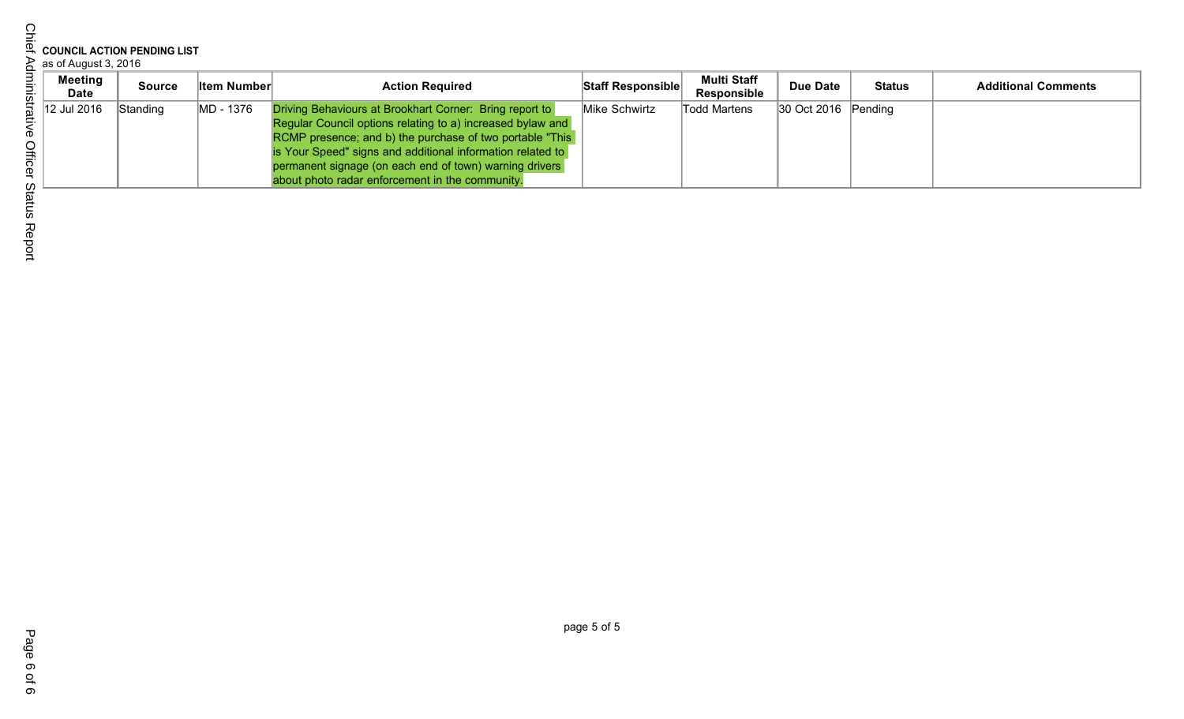**COUNCIL ACTION PENDING LIST**
as of August 3, 2016

| Meeting Date | Source | Item Number | Action Required | Staff Responsible | Multi Staff Responsible | Due Date | Status | Additional Comments |
|---|---|---|---|---|---|---|---|---|
| 12 Jul 2016 | Standing | MD - 1376 | Driving Behaviours at Brookhart Corner: Bring report to Regular Council options relating to a) increased bylaw and RCMP presence; and b) the purchase of two portable "This is Your Speed" signs and additional information related to permanent signage (on each end of town) warning drivers about photo radar enforcement in the community. | Mike Schwirtz | Todd Martens | 30 Oct 2016 | Pending | |